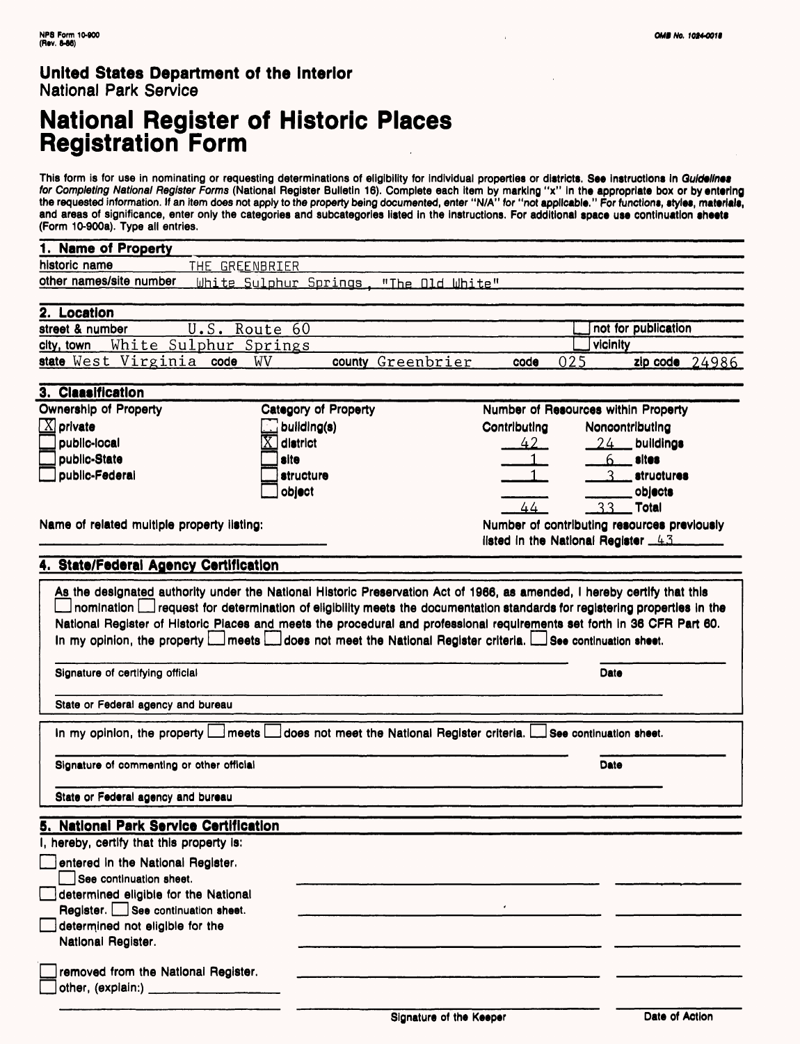NPS Form 10-900
(Rev. 8-86)

OMB No. 1024-0018

**United States Department of the Interior**
National Park Service

# National Register of Historic Places Registration Form

This form is for use in nominating or requesting determinations of eligibility for individual properties or districts. See instructions in *Guidelines for Completing National Register Forms* (National Register Bulletin 16). Complete each item by marking "x" in the appropriate box or by entering the requested information. If an item does not apply to the property being documented, enter "N/A" for "not applicable." For functions, styles, materials, and areas of significance, enter only the categories and subcategories listed in the instructions. For additional space use continuation sheets (Form 10-900a). Type all entries.

## 1. Name of Property

historic name THE GREENBRIER

other names/site number White Sulphur Springs, "The Old White"

## 2. Location

street & number U.S. Route 60 ☐ not for publication

city, town White Sulphur Springs ☐ vicinity

state West Virginia code WV county Greenbrier code 025 zip code 24986

## 3. Classification

| Ownership of Property | Category of Property | Number of Resources within Property | | |
|---|---|---|---|---|
| | | Contributing | Noncontributing | |
| ☒ private | ☐ building(s) | 42 | 24 | buildings |
| ☐ public-local | ☒ district | 1 | 6 | sites |
| ☐ public-State | ☐ site | 1 | 3 | structures |
| ☐ public-Federal | ☐ structure | | | objects |
| | ☐ object | 44 | 33 | Total |

Name of related multiple property listing: ______

Number of contributing resources previously listed in the National Register 43

## 4. State/Federal Agency Certification

As the designated authority under the National Historic Preservation Act of 1966, as amended, I hereby certify that this ☐ nomination ☐ request for determination of eligibility meets the documentation standards for registering properties in the National Register of Historic Places and meets the procedural and professional requirements set forth in 36 CFR Part 60. In my opinion, the property ☐ meets ☐ does not meet the National Register criteria. ☐ See continuation sheet.

Signature of certifying official ______ Date ______

State or Federal agency and bureau ______

In my opinion, the property ☐ meets ☐ does not meet the National Register criteria. ☐ See continuation sheet.

Signature of commenting or other official ______ Date ______

State or Federal agency and bureau ______

## 5. National Park Service Certification

I, hereby, certify that this property is:

☐ entered in the National Register.
☐ See continuation sheet.

☐ determined eligible for the National Register. ☐ See continuation sheet.

☐ determined not eligible for the National Register.

☐ removed from the National Register.

☐ other, (explain:) ______

Signature of the Keeper ______ Date of Action ______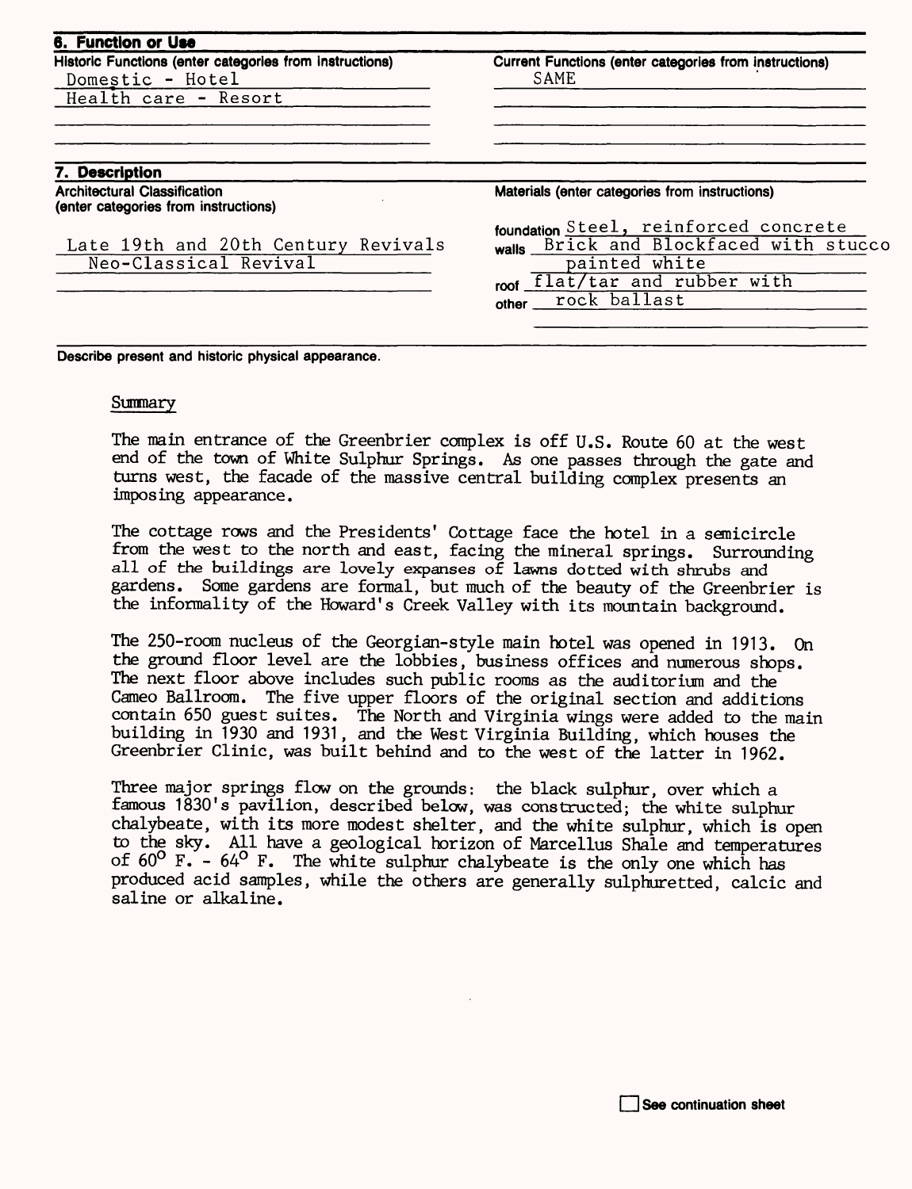## 6. Function or Use

| Historic Functions (enter categories from instructions) | Current Functions (enter categories from instructions) |
|---|---|
| Domestic - Hotel | SAME |
| Health care - Resort | |

## 7. Description

| Architectural Classification (enter categories from instructions) | Materials (enter categories from instructions) |
|---|---|
| Late 19th and 20th Century Revivals | foundation Steel, reinforced concrete |
| Neo-Classical Revival | walls Brick and Blockfaced with stucco painted white |
| | roof flat/tar and rubber with |
| | other rock ballast |

Describe present and historic physical appearance.

### Summary

The main entrance of the Greenbrier complex is off U.S. Route 60 at the west end of the town of White Sulphur Springs. As one passes through the gate and turns west, the facade of the massive central building complex presents an imposing appearance.

The cottage rows and the Presidents' Cottage face the hotel in a semicircle from the west to the north and east, facing the mineral springs. Surrounding all of the buildings are lovely expanses of lawns dotted with shrubs and gardens. Some gardens are formal, but much of the beauty of the Greenbrier is the informality of the Howard's Creek Valley with its mountain background.

The 250-room nucleus of the Georgian-style main hotel was opened in 1913. On the ground floor level are the lobbies, business offices and numerous shops. The next floor above includes such public rooms as the auditorium and the Cameo Ballroom. The five upper floors of the original section and additions contain 650 guest suites. The North and Virginia wings were added to the main building in 1930 and 1931, and the West Virginia Building, which houses the Greenbrier Clinic, was built behind and to the west of the latter in 1962.

Three major springs flow on the grounds: the black sulphur, over which a famous 1830's pavilion, described below, was constructed; the white sulphur chalybeate, with its more modest shelter, and the white sulphur, which is open to the sky. All have a geological horizon of Marcellus Shale and temperatures of 60° F. - 64° F. The white sulphur chalybeate is the only one which has produced acid samples, while the others are generally sulphuretted, calcic and saline or alkaline.

☐ See continuation sheet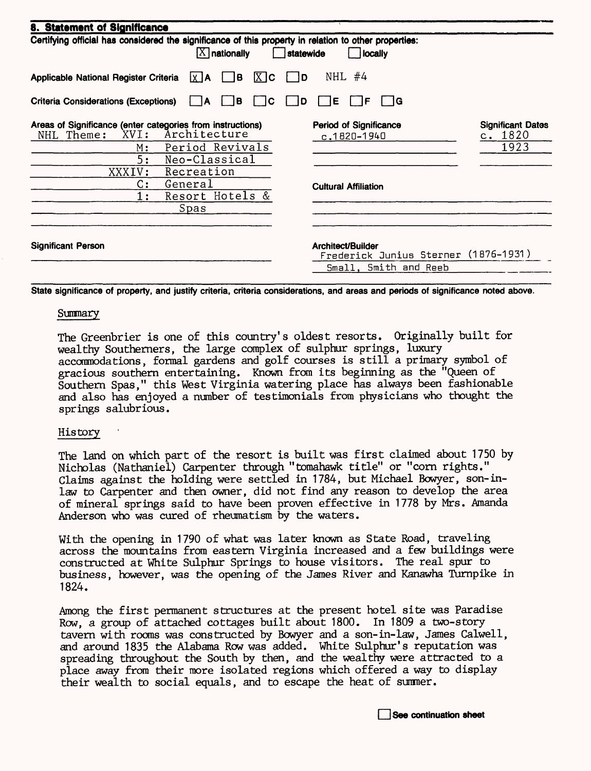## 8. Statement of Significance

Certifying official has considered the significance of this property in relation to other properties:

[X] nationally [ ] statewide [ ] locally

Applicable National Register Criteria [X] A [ ] B [X] C [ ] D NHL #4

Criteria Considerations (Exceptions) [ ] A [ ] B [ ] C [ ] D [ ] E [ ] F [ ] G

| Areas of Significance (enter categories from instructions) | Period of Significance | Significant Dates |
|---|---|---|
| NHL Theme: XVI: Architecture | c.1820-1940 | c. 1820 |
| M: Period Revivals | | 1923 |
| 5: Neo-Classical | | |
| XXXIV: Recreation | | |
| C: General | **Cultural Affiliation** | |
| 1: Resort Hotels & Spas | | |

**Significant Person**

**Architect/Builder**
Frederick Junius Sterner (1876-1931)
Small, Smith and Reeb

State significance of property, and justify criteria, criteria considerations, and areas and periods of significance noted above.

### Summary

The Greenbrier is one of this country's oldest resorts. Originally built for wealthy Southerners, the large complex of sulphur springs, luxury accommodations, formal gardens and golf courses is still a primary symbol of gracious southern entertaining. Known from its beginning as the "Queen of Southern Spas," this West Virginia watering place has always been fashionable and also has enjoyed a number of testimonials from physicians who thought the springs salubrious.

### History

The land on which part of the resort is built was first claimed about 1750 by Nicholas (Nathaniel) Carpenter through "tomahawk title" or "corn rights." Claims against the holding were settled in 1784, but Michael Bowyer, son-in-law to Carpenter and then owner, did not find any reason to develop the area of mineral springs said to have been proven effective in 1778 by Mrs. Amanda Anderson who was cured of rheumatism by the waters.

With the opening in 1790 of what was later known as State Road, traveling across the mountains from eastern Virginia increased and a few buildings were constructed at White Sulphur Springs to house visitors. The real spur to business, however, was the opening of the James River and Kanawha Turnpike in 1824.

Among the first permanent structures at the present hotel site was Paradise Row, a group of attached cottages built about 1800. In 1809 a two-story tavern with rooms was constructed by Bowyer and a son-in-law, James Calwell, and around 1835 the Alabama Row was added. White Sulphur's reputation was spreading throughout the South by then, and the wealthy were attracted to a place away from their more isolated regions which offered a way to display their wealth to social equals, and to escape the heat of summer.

[ ] See continuation sheet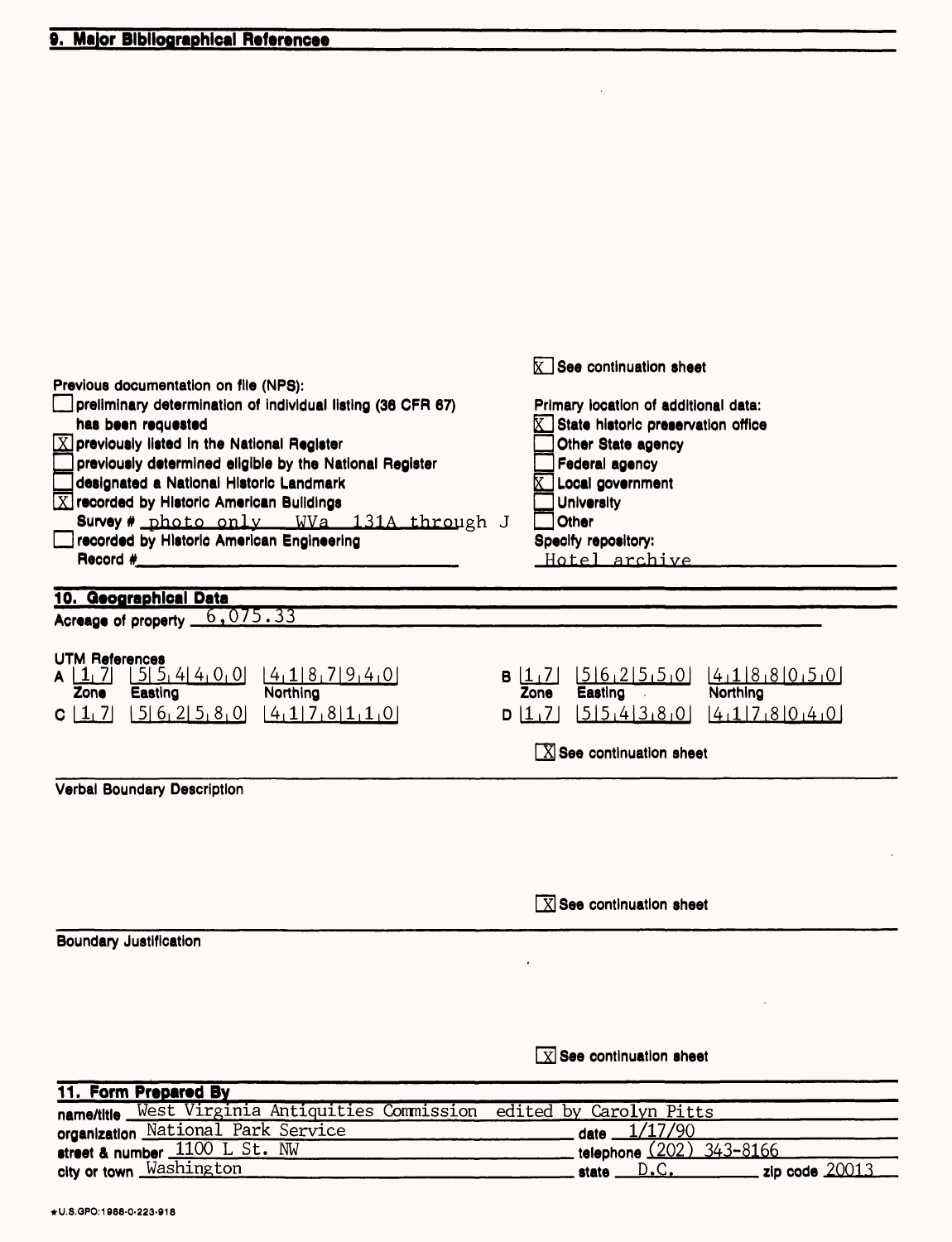## 9. Major Bibliographical References

[X] See continuation sheet

Previous documentation on file (NPS):

- [ ] preliminary determination of individual listing (36 CFR 67) has been requested
- [X] previously listed in the National Register
- [ ] previously determined eligible by the National Register
- [ ] designated a National Historic Landmark
- [X] recorded by Historic American Buildings Survey # photo only WVa 131A through J
- [ ] recorded by Historic American Engineering Record #

Primary location of additional data:

- [X] State historic preservation office
- [ ] Other State agency
- [ ] Federal agency
- [X] Local government
- [ ] University
- [ ] Other

Specify repository: Hotel archive

## 10. Geographical Data

Acreage of property 6,075.33

UTM References

| | Zone | Easting | Northing |
|---|---|---|---|
| A | 17 | 554400 | 4187940 |
| B | 17 | 562550 | 4188050 |
| C | 17 | 562580 | 4178110 |
| D | 17 | 554380 | 4178040 |

[X] See continuation sheet

Verbal Boundary Description

[X] See continuation sheet

Boundary Justification

[X] See continuation sheet

## 11. Form Prepared By

name/title West Virginia Antiquities Commission edited by Carolyn Pitts
organization National Park Service date 1/17/90
street & number 1100 L St. NW telephone (202) 343-8166
city or town Washington state D.C. zip code 20013

★U.S.GPO:1988-0-223-918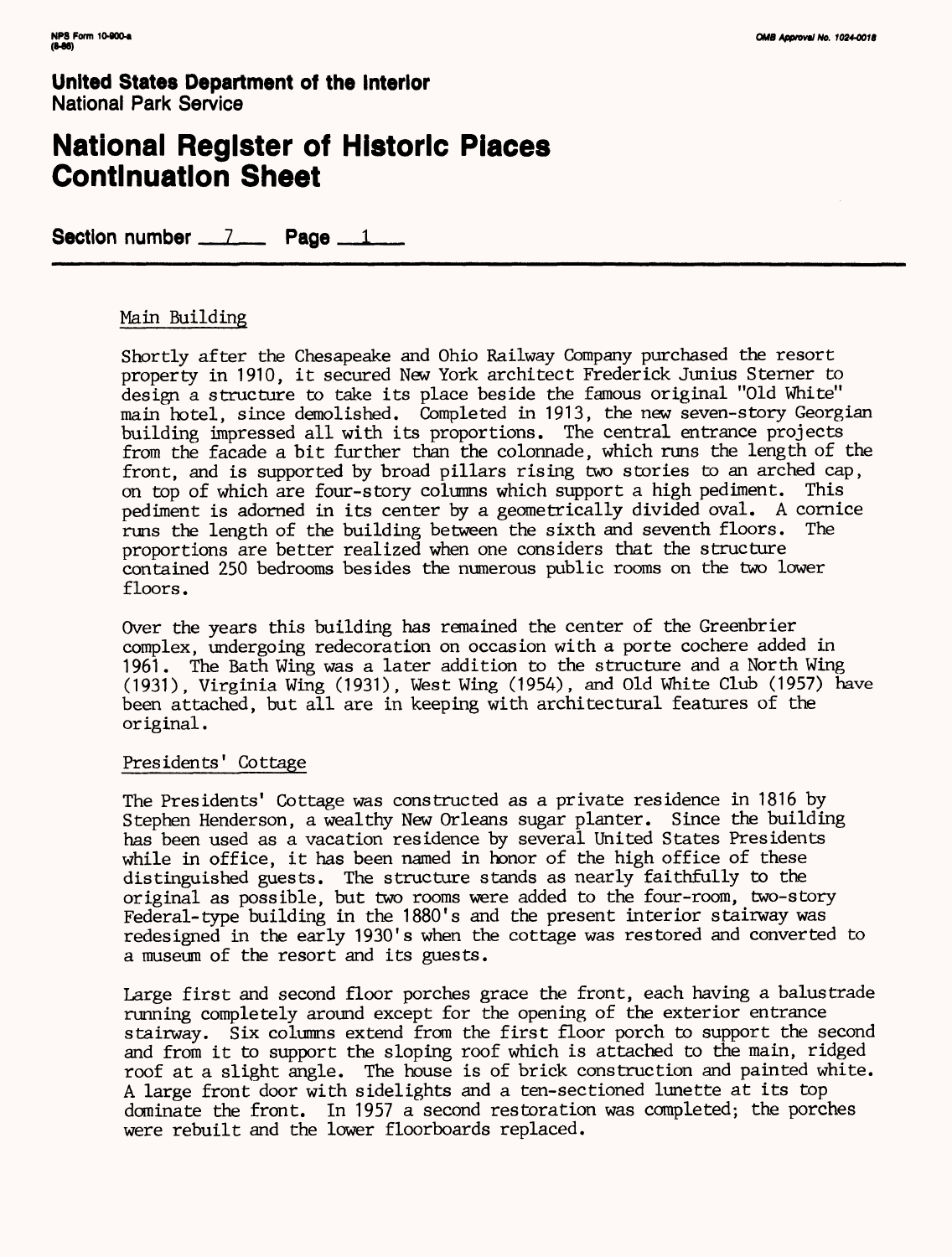**United States Department of the Interior**
National Park Service

# National Register of Historic Places Continuation Sheet

Section number 7 Page 1

## Main Building

Shortly after the Chesapeake and Ohio Railway Company purchased the resort property in 1910, it secured New York architect Frederick Junius Sterner to design a structure to take its place beside the famous original "Old White" main hotel, since demolished. Completed in 1913, the new seven-story Georgian building impressed all with its proportions. The central entrance projects from the facade a bit further than the colonnade, which runs the length of the front, and is supported by broad pillars rising two stories to an arched cap, on top of which are four-story columns which support a high pediment. This pediment is adorned in its center by a geometrically divided oval. A cornice runs the length of the building between the sixth and seventh floors. The proportions are better realized when one considers that the structure contained 250 bedrooms besides the numerous public rooms on the two lower floors.

Over the years this building has remained the center of the Greenbrier complex, undergoing redecoration on occasion with a porte cochere added in 1961. The Bath Wing was a later addition to the structure and a North Wing (1931), Virginia Wing (1931), West Wing (1954), and Old White Club (1957) have been attached, but all are in keeping with architectural features of the original.

## Presidents' Cottage

The Presidents' Cottage was constructed as a private residence in 1816 by Stephen Henderson, a wealthy New Orleans sugar planter. Since the building has been used as a vacation residence by several United States Presidents while in office, it has been named in honor of the high office of these distinguished guests. The structure stands as nearly faithfully to the original as possible, but two rooms were added to the four-room, two-story Federal-type building in the 1880's and the present interior stairway was redesigned in the early 1930's when the cottage was restored and converted to a museum of the resort and its guests.

Large first and second floor porches grace the front, each having a balustrade running completely around except for the opening of the exterior entrance stairway. Six columns extend from the first floor porch to support the second and from it to support the sloping roof which is attached to the main, ridged roof at a slight angle. The house is of brick construction and painted white. A large front door with sidelights and a ten-sectioned lunette at its top dominate the front. In 1957 a second restoration was completed; the porches were rebuilt and the lower floorboards replaced.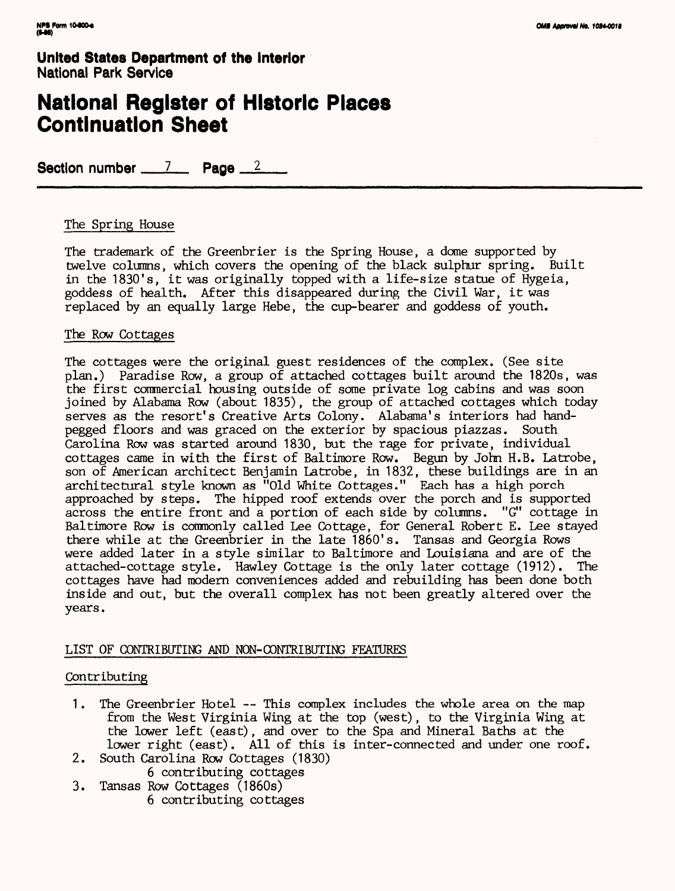**United States Department of the Interior**
National Park Service

# National Register of Historic Places Continuation Sheet

**Section number** 7 **Page** 2

---

## The Spring House

The trademark of the Greenbrier is the Spring House, a dome supported by twelve columns, which covers the opening of the black sulphur spring. Built in the 1830's, it was originally topped with a life-size statue of Hygeia, goddess of health. After this disappeared during the Civil War, it was replaced by an equally large Hebe, the cup-bearer and goddess of youth.

## The Row Cottages

The cottages were the original guest residences of the complex. (See site plan.) Paradise Row, a group of attached cottages built around the 1820s, was the first commercial housing outside of some private log cabins and was soon joined by Alabama Row (about 1835), the group of attached cottages which today serves as the resort's Creative Arts Colony. Alabama's interiors had hand-pegged floors and was graced on the exterior by spacious piazzas. South Carolina Row was started around 1830, but the rage for private, individual cottages came in with the first of Baltimore Row. Begun by John H.B. Latrobe, son of American architect Benjamin Latrobe, in 1832, these buildings are in an architectural style known as "Old White Cottages." Each has a high porch approached by steps. The hipped roof extends over the porch and is supported across the entire front and a portion of each side by columns. "G" cottage in Baltimore Row is commonly called Lee Cottage, for General Robert E. Lee stayed there while at the Greenbrier in the late 1860's. Tansas and Georgia Rows were added later in a style similar to Baltimore and Louisiana and are of the attached-cottage style. Hawley Cottage is the only later cottage (1912). The cottages have had modern conveniences added and rebuilding has been done both inside and out, but the overall complex has not been greatly altered over the years.

## LIST OF CONTRIBUTING AND NON-CONTRIBUTING FEATURES

### Contributing

1. The Greenbrier Hotel -- This complex includes the whole area on the map from the West Virginia Wing at the top (west), to the Virginia Wing at the lower left (east), and over to the Spa and Mineral Baths at the lower right (east). All of this is inter-connected and under one roof.
2. South Carolina Row Cottages (1830)
   6 contributing cottages
3. Tansas Row Cottages (1860s)
   6 contributing cottages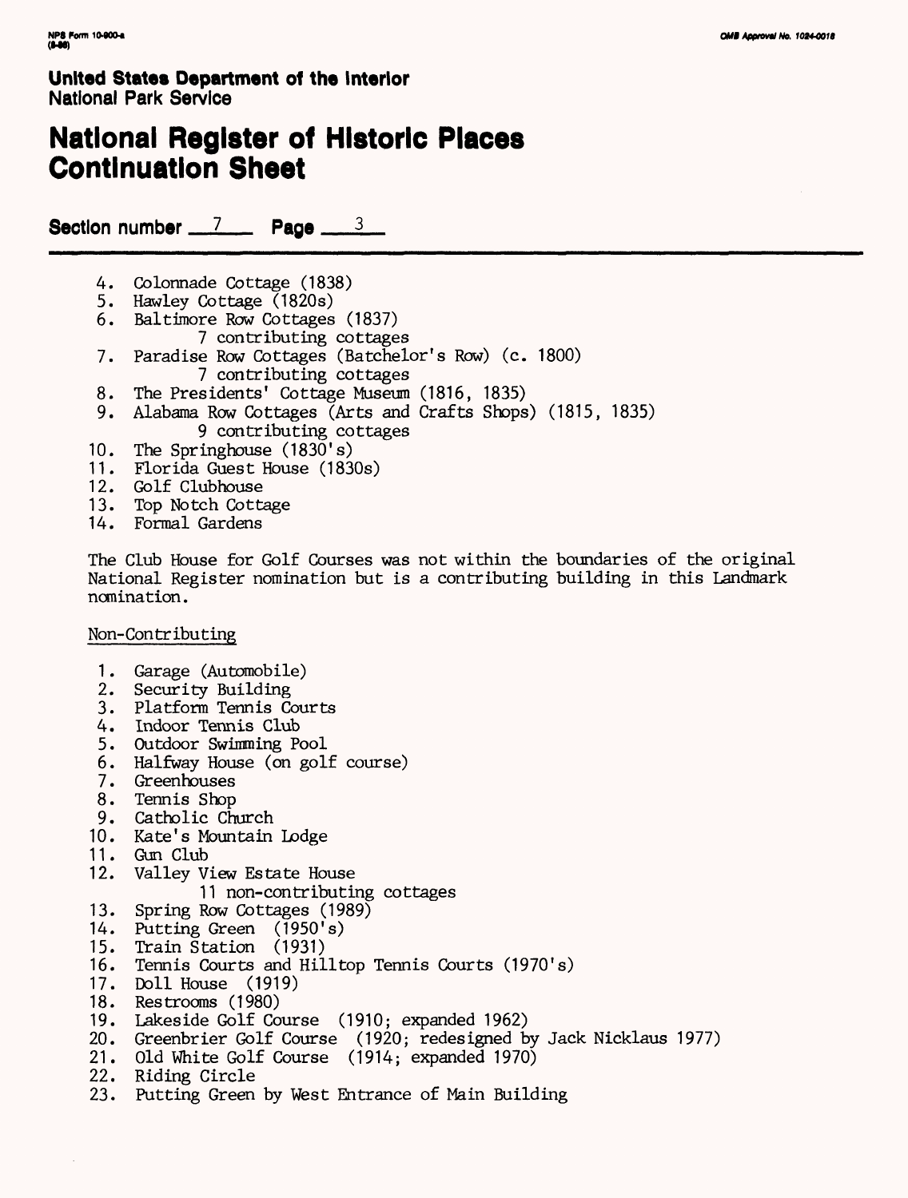**United States Department of the Interior**
National Park Service

# National Register of Historic Places Continuation Sheet

**Section number** 7 **Page** 3

4. Colonnade Cottage (1838)
5. Hawley Cottage (1820s)
6. Baltimore Row Cottages (1837)
   7 contributing cottages
7. Paradise Row Cottages (Batchelor's Row) (c. 1800)
   7 contributing cottages
8. The Presidents' Cottage Museum (1816, 1835)
9. Alabama Row Cottages (Arts and Crafts Shops) (1815, 1835)
   9 contributing cottages
10. The Springhouse (1830's)
11. Florida Guest House (1830s)
12. Golf Clubhouse
13. Top Notch Cottage
14. Formal Gardens

The Club House for Golf Courses was not within the boundaries of the original National Register nomination but is a contributing building in this Landmark nomination.

Non-Contributing

1. Garage (Automobile)
2. Security Building
3. Platform Tennis Courts
4. Indoor Tennis Club
5. Outdoor Swimming Pool
6. Halfway House (on golf course)
7. Greenhouses
8. Tennis Shop
9. Catholic Church
10. Kate's Mountain Lodge
11. Gun Club
12. Valley View Estate House
    11 non-contributing cottages
13. Spring Row Cottages (1989)
14. Putting Green (1950's)
15. Train Station (1931)
16. Tennis Courts and Hilltop Tennis Courts (1970's)
17. Doll House (1919)
18. Restrooms (1980)
19. Lakeside Golf Course (1910; expanded 1962)
20. Greenbrier Golf Course (1920; redesigned by Jack Nicklaus 1977)
21. Old White Golf Course (1914; expanded 1970)
22. Riding Circle
23. Putting Green by West Entrance of Main Building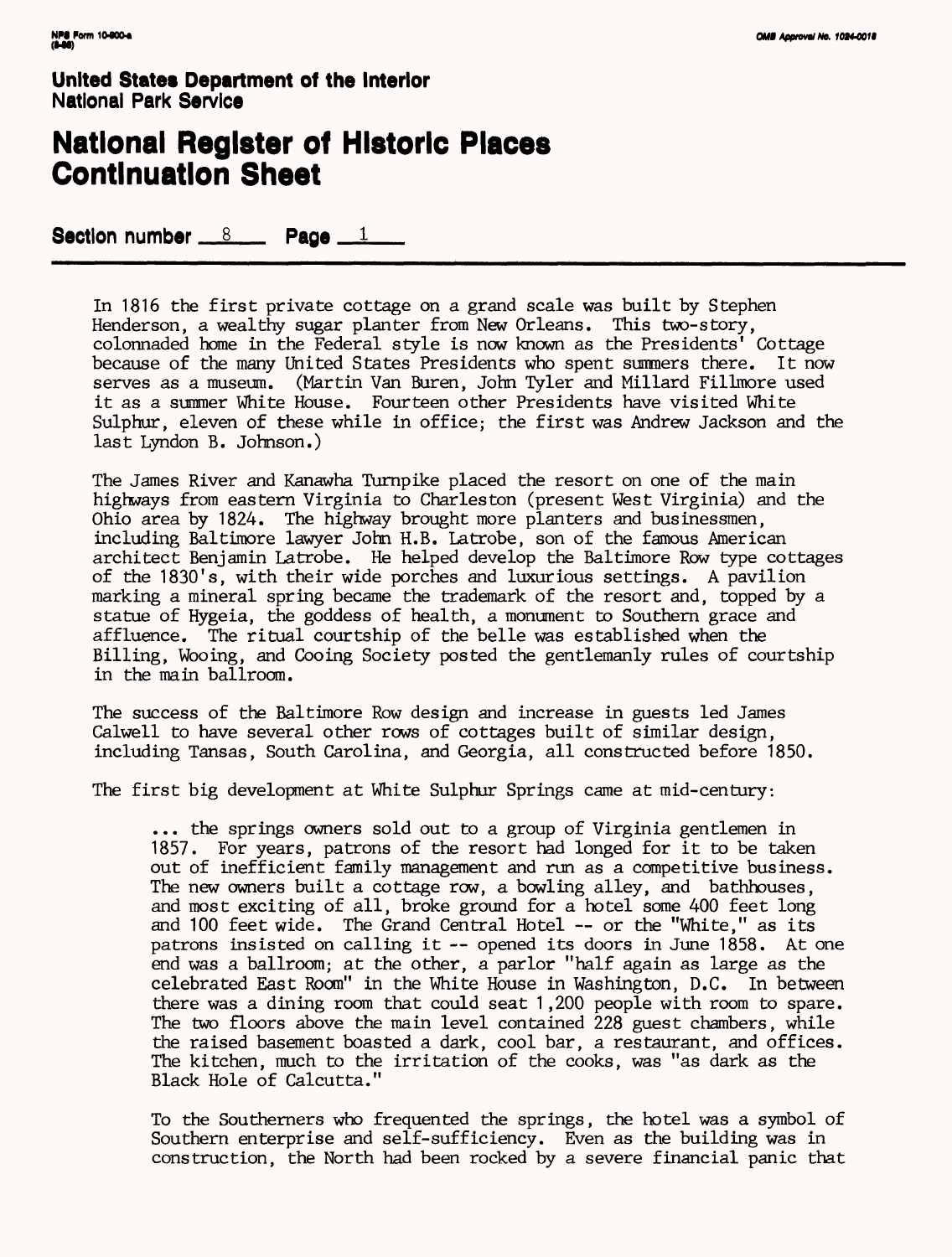**United States Department of the Interior**
**National Park Service**

# National Register of Historic Places Continuation Sheet

**Section number** 8 **Page** 1

In 1816 the first private cottage on a grand scale was built by Stephen Henderson, a wealthy sugar planter from New Orleans. This two-story, colonnaded home in the Federal style is now known as the Presidents' Cottage because of the many United States Presidents who spent summers there. It now serves as a museum. (Martin Van Buren, John Tyler and Millard Fillmore used it as a summer White House. Fourteen other Presidents have visited White Sulphur, eleven of these while in office; the first was Andrew Jackson and the last Lyndon B. Johnson.)

The James River and Kanawha Turnpike placed the resort on one of the main highways from eastern Virginia to Charleston (present West Virginia) and the Ohio area by 1824. The highway brought more planters and businessmen, including Baltimore lawyer John H.B. Latrobe, son of the famous American architect Benjamin Latrobe. He helped develop the Baltimore Row type cottages of the 1830's, with their wide porches and luxurious settings. A pavilion marking a mineral spring became the trademark of the resort and, topped by a statue of Hygeia, the goddess of health, a monument to Southern grace and affluence. The ritual courtship of the belle was established when the Billing, Wooing, and Cooing Society posted the gentlemanly rules of courtship in the main ballroom.

The success of the Baltimore Row design and increase in guests led James Calwell to have several other rows of cottages built of similar design, including Tansas, South Carolina, and Georgia, all constructed before 1850.

The first big development at White Sulphur Springs came at mid-century:

> ... the springs owners sold out to a group of Virginia gentlemen in 1857. For years, patrons of the resort had longed for it to be taken out of inefficient family management and run as a competitive business. The new owners built a cottage row, a bowling alley, and bathhouses, and most exciting of all, broke ground for a hotel some 400 feet long and 100 feet wide. The Grand Central Hotel -- or the "White," as its patrons insisted on calling it -- opened its doors in June 1858. At one end was a ballroom; at the other, a parlor "half again as large as the celebrated East Room" in the White House in Washington, D.C. In between there was a dining room that could seat 1,200 people with room to spare. The two floors above the main level contained 228 guest chambers, while the raised basement boasted a dark, cool bar, a restaurant, and offices. The kitchen, much to the irritation of the cooks, was "as dark as the Black Hole of Calcutta."
>
> To the Southerners who frequented the springs, the hotel was a symbol of Southern enterprise and self-sufficiency. Even as the building was in construction, the North had been rocked by a severe financial panic that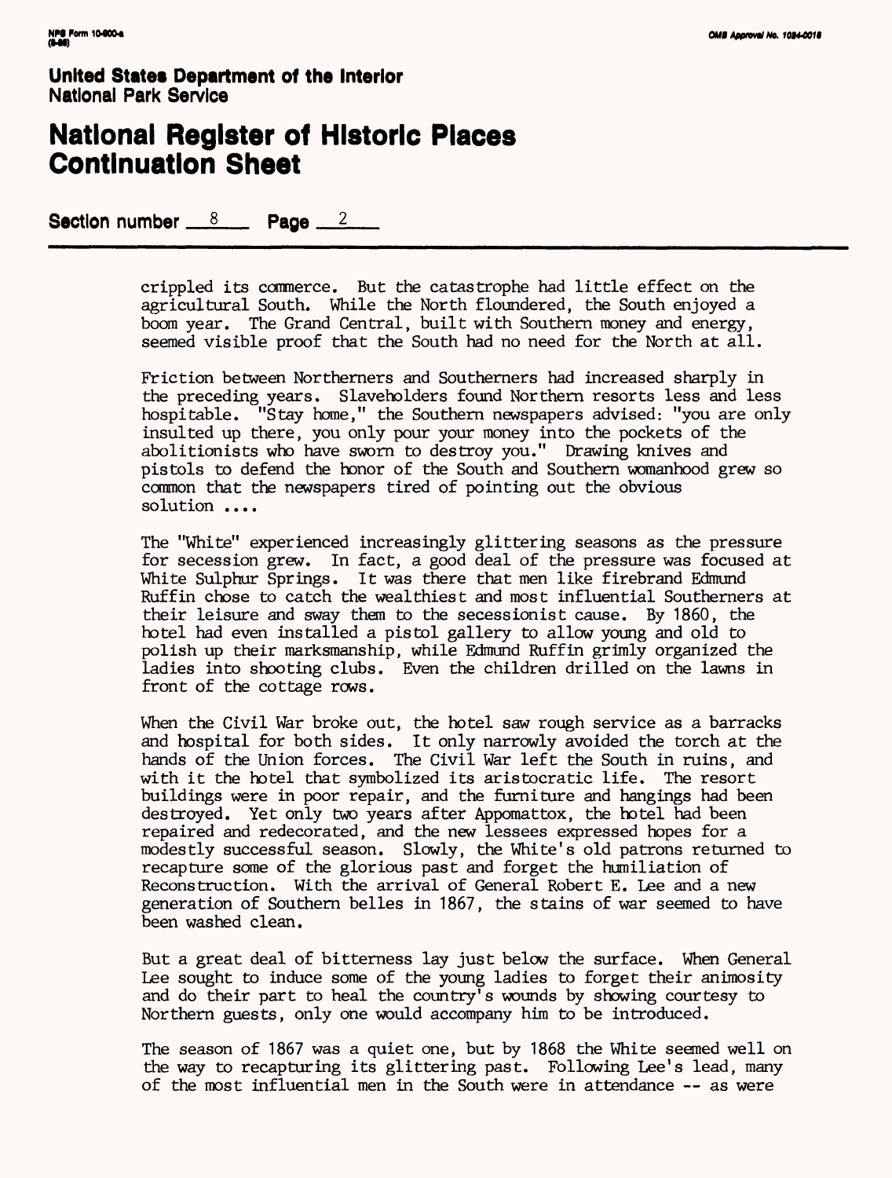**United States Department of the Interior**
**National Park Service**

# National Register of Historic Places Continuation Sheet

**Section number** 8 **Page** 2

crippled its commerce. But the catastrophe had little effect on the agricultural South. While the North floundered, the South enjoyed a boom year. The Grand Central, built with Southern money and energy, seemed visible proof that the South had no need for the North at all.

Friction between Northerners and Southerners had increased sharply in the preceding years. Slaveholders found Northern resorts less and less hospitable. "Stay home," the Southern newspapers advised: "you are only insulted up there, you only pour your money into the pockets of the abolitionists who have sworn to destroy you." Drawing knives and pistols to defend the honor of the South and Southern womanhood grew so common that the newspapers tired of pointing out the obvious solution ....

The "White" experienced increasingly glittering seasons as the pressure for secession grew. In fact, a good deal of the pressure was focused at White Sulphur Springs. It was there that men like firebrand Edmund Ruffin chose to catch the wealthiest and most influential Southerners at their leisure and sway them to the secessionist cause. By 1860, the hotel had even installed a pistol gallery to allow young and old to polish up their marksmanship, while Edmund Ruffin grimly organized the ladies into shooting clubs. Even the children drilled on the lawns in front of the cottage rows.

When the Civil War broke out, the hotel saw rough service as a barracks and hospital for both sides. It only narrowly avoided the torch at the hands of the Union forces. The Civil War left the South in ruins, and with it the hotel that symbolized its aristocratic life. The resort buildings were in poor repair, and the furniture and hangings had been destroyed. Yet only two years after Appomattox, the hotel had been repaired and redecorated, and the new lessees expressed hopes for a modestly successful season. Slowly, the White's old patrons returned to recapture some of the glorious past and forget the humiliation of Reconstruction. With the arrival of General Robert E. Lee and a new generation of Southern belles in 1867, the stains of war seemed to have been washed clean.

But a great deal of bitterness lay just below the surface. When General Lee sought to induce some of the young ladies to forget their animosity and do their part to heal the country's wounds by showing courtesy to Northern guests, only one would accompany him to be introduced.

The season of 1867 was a quiet one, but by 1868 the White seemed well on the way to recapturing its glittering past. Following Lee's lead, many of the most influential men in the South were in attendance -- as were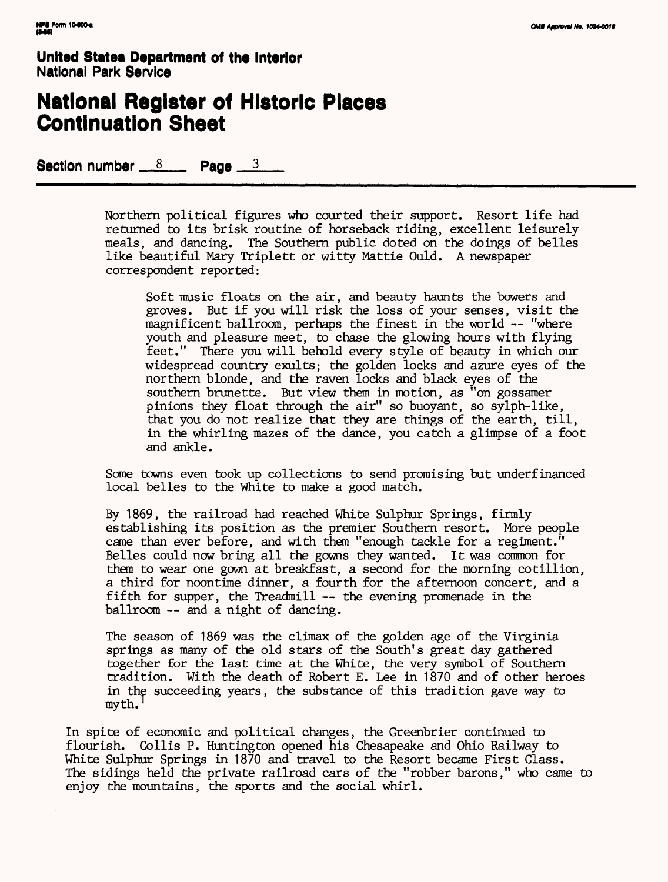**United States Department of the Interior**
**National Park Service**

# National Register of Historic Places Continuation Sheet

**Section number** 8 **Page** 3

Northern political figures who courted their support. Resort life had returned to its brisk routine of horseback riding, excellent leisurely meals, and dancing. The Southern public doted on the doings of belles like beautiful Mary Triplett or witty Mattie Ould. A newspaper correspondent reported:

> Soft music floats on the air, and beauty haunts the bowers and groves. But if you will risk the loss of your senses, visit the magnificent ballroom, perhaps the finest in the world -- "where youth and pleasure meet, to chase the glowing hours with flying feet." There you will behold every style of beauty in which our widespread country exults; the golden locks and azure eyes of the northern blonde, and the raven locks and black eyes of the southern brunette. But view them in motion, as "on gossamer pinions they float through the air" so buoyant, so sylph-like, that you do not realize that they are things of the earth, till, in the whirling mazes of the dance, you catch a glimpse of a foot and ankle.

Some towns even took up collections to send promising but underfinanced local belles to the White to make a good match.

By 1869, the railroad had reached White Sulphur Springs, firmly establishing its position as the premier Southern resort. More people came than ever before, and with them "enough tackle for a regiment." Belles could now bring all the gowns they wanted. It was common for them to wear one gown at breakfast, a second for the morning cotillion, a third for noontime dinner, a fourth for the afternoon concert, and a fifth for supper, the Treadmill -- the evening promenade in the ballroom -- and a night of dancing.

The season of 1869 was the climax of the golden age of the Virginia springs as many of the old stars of the South's great day gathered together for the last time at the White, the very symbol of Southern tradition. With the death of Robert E. Lee in 1870 and of other heroes in the succeeding years, the substance of this tradition gave way to myth.[1]

In spite of economic and political changes, the Greenbrier continued to flourish. Collis P. Huntington opened his Chesapeake and Ohio Railway to White Sulphur Springs in 1870 and travel to the Resort became First Class. The sidings held the private railroad cars of the "robber barons," who came to enjoy the mountains, the sports and the social whirl.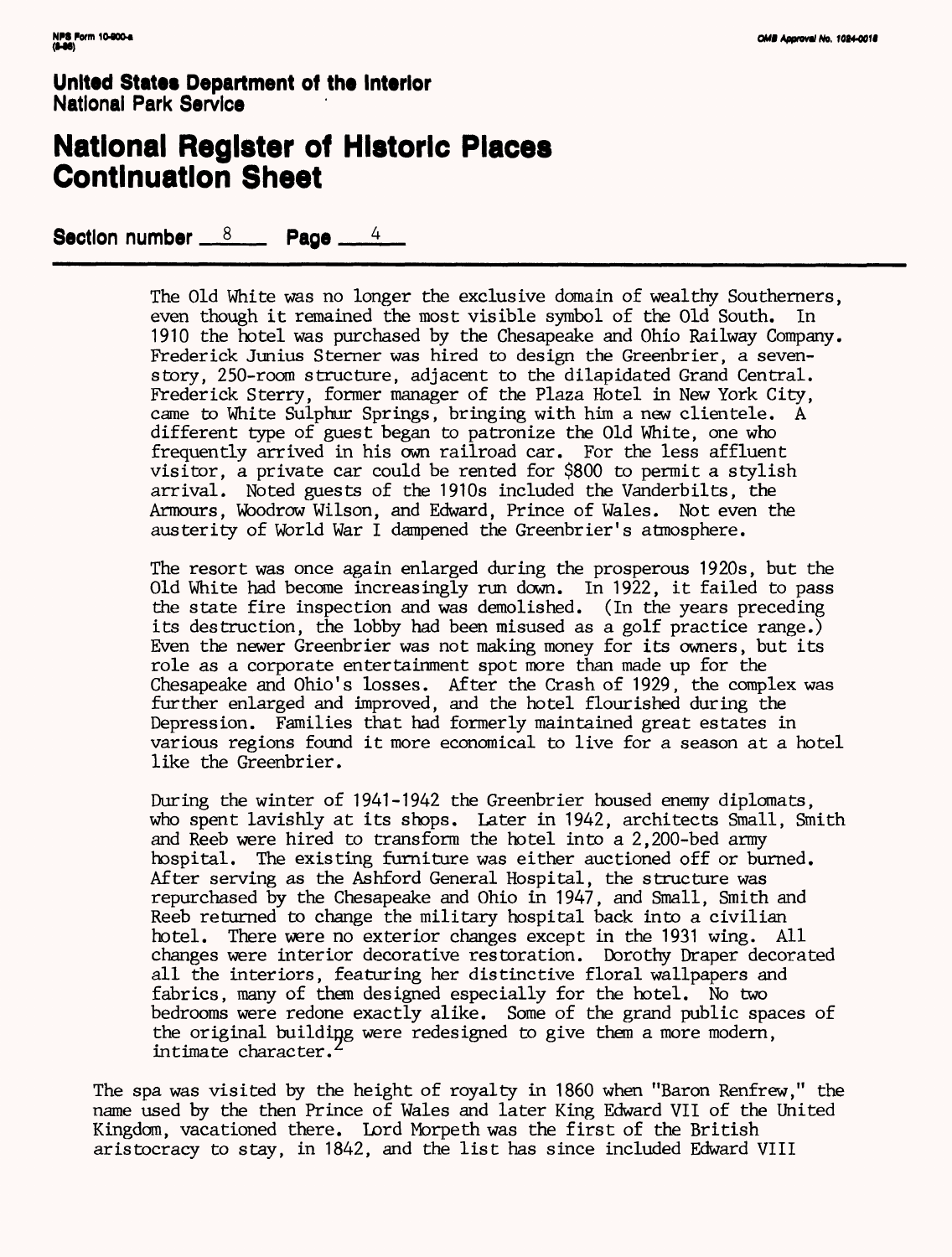The Old White was no longer the exclusive domain of wealthy Southerners, even though it remained the most visible symbol of the Old South. In 1910 the hotel was purchased by the Chesapeake and Ohio Railway Company. Frederick Junius Sterner was hired to design the Greenbrier, a seven-story, 250-room structure, adjacent to the dilapidated Grand Central. Frederick Sterry, former manager of the Plaza Hotel in New York City, came to White Sulphur Springs, bringing with him a new clientele. A different type of guest began to patronize the Old White, one who frequently arrived in his own railroad car. For the less affluent visitor, a private car could be rented for $800 to permit a stylish arrival. Noted guests of the 1910s included the Vanderbilts, the Armours, Woodrow Wilson, and Edward, Prince of Wales. Not even the austerity of World War I dampened the Greenbrier's atmosphere.

The resort was once again enlarged during the prosperous 1920s, but the Old White had become increasingly run down. In 1922, it failed to pass the state fire inspection and was demolished. (In the years preceding its destruction, the lobby had been misused as a golf practice range.) Even the newer Greenbrier was not making money for its owners, but its role as a corporate entertainment spot more than made up for the Chesapeake and Ohio's losses. After the Crash of 1929, the complex was further enlarged and improved, and the hotel flourished during the Depression. Families that had formerly maintained great estates in various regions found it more economical to live for a season at a hotel like the Greenbrier.

During the winter of 1941-1942 the Greenbrier housed enemy diplomats, who spent lavishly at its shops. Later in 1942, architects Small, Smith and Reeb were hired to transform the hotel into a 2,200-bed army hospital. The existing furniture was either auctioned off or burned. After serving as the Ashford General Hospital, the structure was repurchased by the Chesapeake and Ohio in 1947, and Small, Smith and Reeb returned to change the military hospital back into a civilian hotel. There were no exterior changes except in the 1931 wing. All changes were interior decorative restoration. Dorothy Draper decorated all the interiors, featuring her distinctive floral wallpapers and fabrics, many of them designed especially for the hotel. No two bedrooms were redone exactly alike. Some of the grand public spaces of the original building were redesigned to give them a more modern, intimate character.[2]

The spa was visited by the height of royalty in 1860 when "Baron Renfrew," the name used by the then Prince of Wales and later King Edward VII of the United Kingdom, vacationed there. Lord Morpeth was the first of the British aristocracy to stay, in 1842, and the list has since included Edward VIII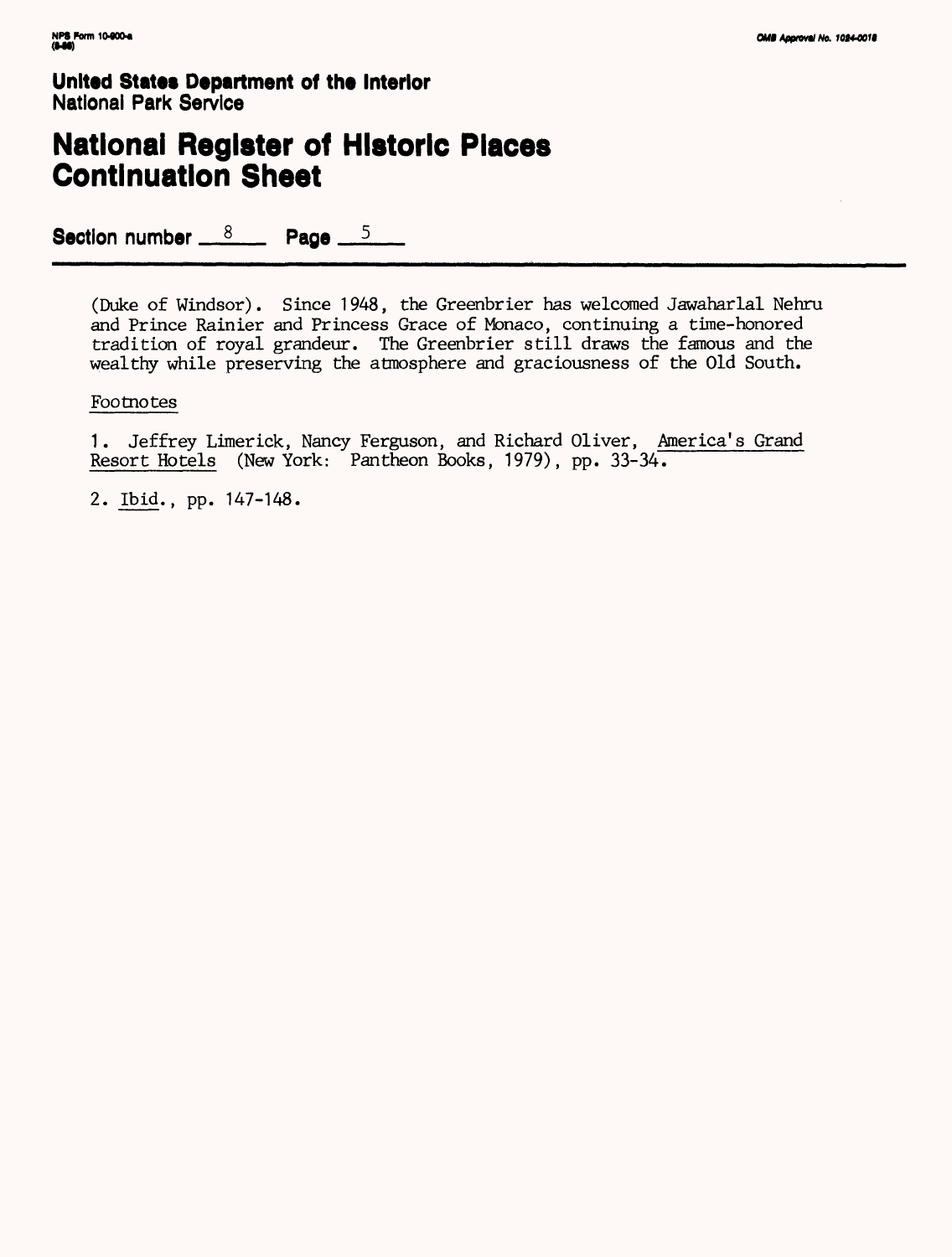**United States Department of the Interior**
**National Park Service**

# National Register of Historic Places Continuation Sheet

**Section number** 8 **Page** 5

(Duke of Windsor). Since 1948, the Greenbrier has welcomed Jawaharlal Nehru and Prince Rainier and Princess Grace of Monaco, continuing a time-honored tradition of royal grandeur. The Greenbrier still draws the famous and the wealthy while preserving the atmosphere and graciousness of the Old South.

Footnotes

1. Jeffrey Limerick, Nancy Ferguson, and Richard Oliver, America's Grand Resort Hotels (New York: Pantheon Books, 1979), pp. 33-34.

2. Ibid., pp. 147-148.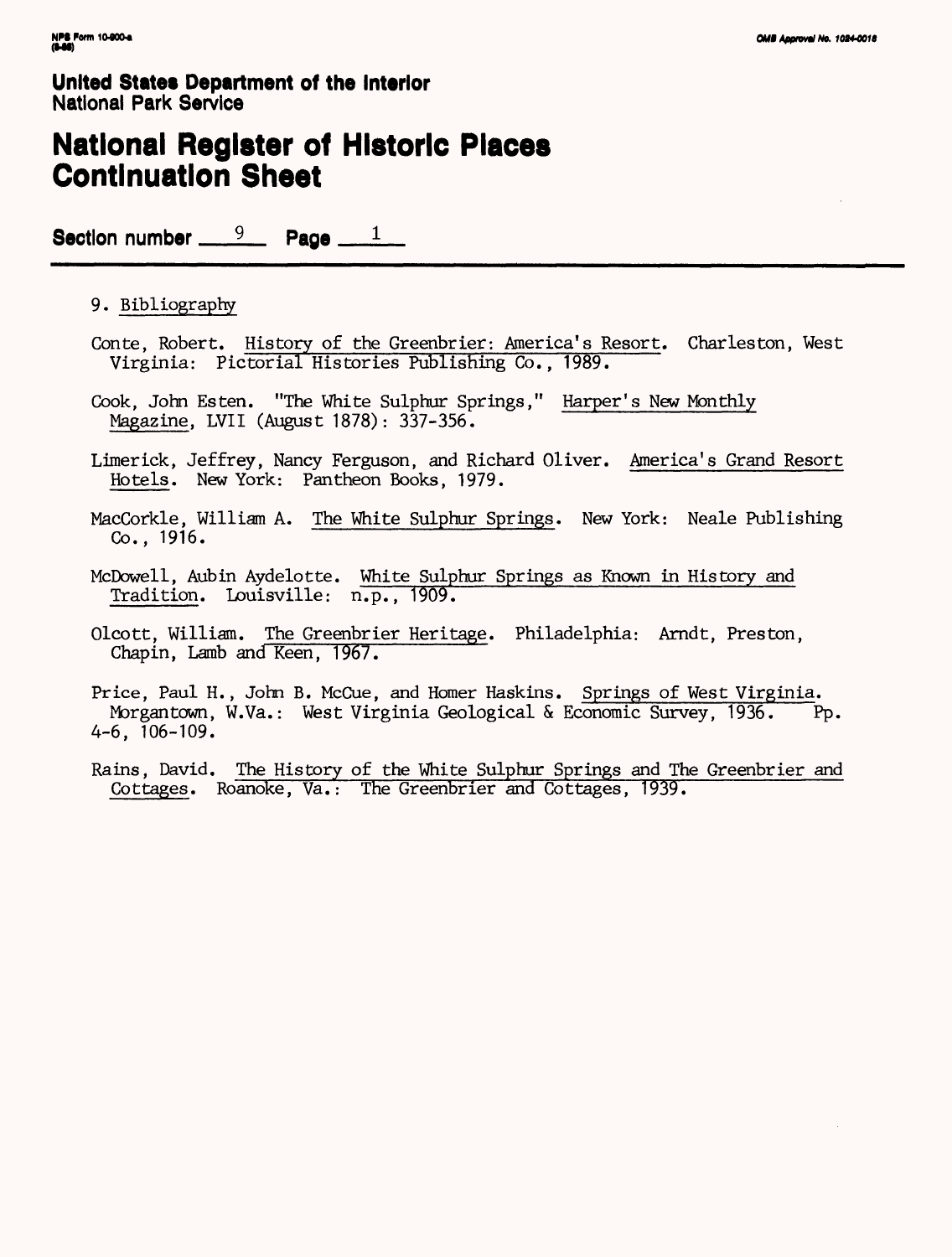**United States Department of the Interior**
**National Park Service**

# National Register of Historic Places Continuation Sheet

**Section number** 9 **Page** 1

9. Bibliography

Conte, Robert. History of the Greenbrier: America's Resort. Charleston, West Virginia: Pictorial Histories Publishing Co., 1989.

Cook, John Esten. "The White Sulphur Springs," Harper's New Monthly Magazine, LVII (August 1878): 337-356.

Limerick, Jeffrey, Nancy Ferguson, and Richard Oliver. America's Grand Resort Hotels. New York: Pantheon Books, 1979.

MacCorkle, William A. The White Sulphur Springs. New York: Neale Publishing Co., 1916.

McDowell, Aubin Aydelotte. White Sulphur Springs as Known in History and Tradition. Louisville: n.p., 1909.

Olcott, William. The Greenbrier Heritage. Philadelphia: Arndt, Preston, Chapin, Lamb and Keen, 1967.

Price, Paul H., John B. McCue, and Homer Haskins. Springs of West Virginia. Morgantown, W.Va.: West Virginia Geological & Economic Survey, 1936. Pp. 4-6, 106-109.

Rains, David. The History of the White Sulphur Springs and The Greenbrier and Cottages. Roanoke, Va.: The Greenbrier and Cottages, 1939.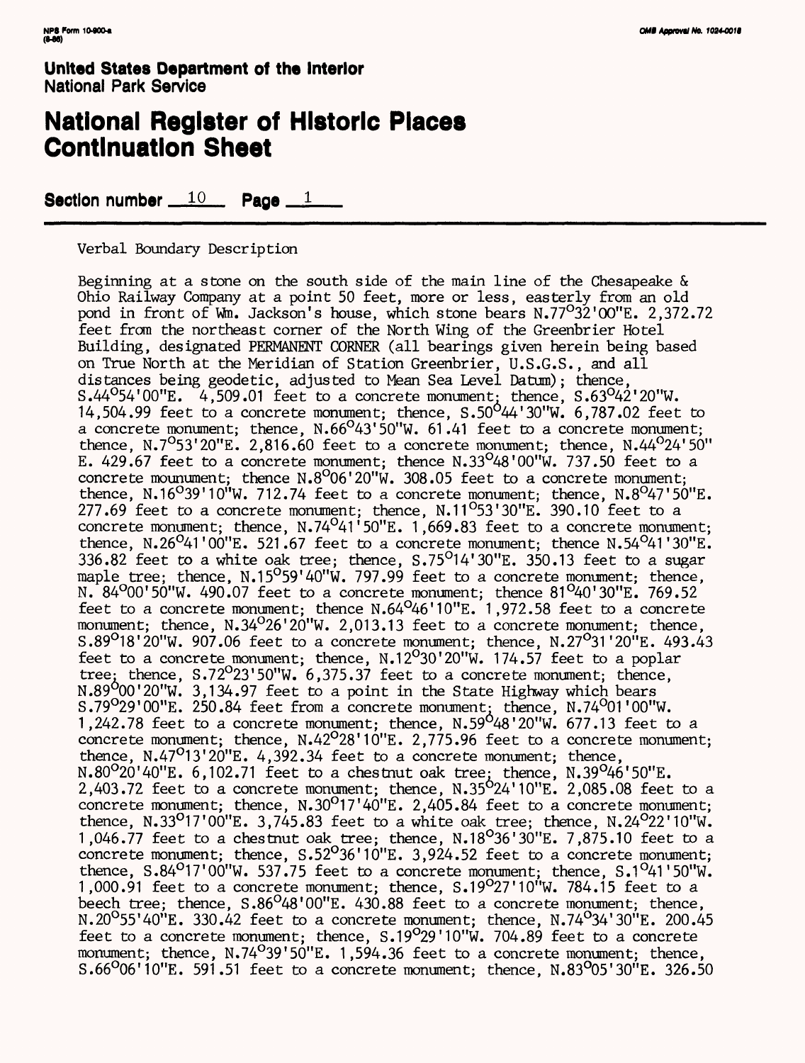**United States Department of the Interior**
National Park Service

# National Register of Historic Places Continuation Sheet

**Section number** 10 **Page** 1

Verbal Boundary Description

Beginning at a stone on the south side of the main line of the Chesapeake & Ohio Railway Company at a point 50 feet, more or less, easterly from an old pond in front of Wm. Jackson's house, which stone bears N.77°32'00"E. 2,372.72 feet from the northeast corner of the North Wing of the Greenbrier Hotel Building, designated PERMANENT CORNER (all bearings given herein being based on True North at the Meridian of Station Greenbrier, U.S.G.S., and all distances being geodetic, adjusted to Mean Sea Level Datum); thence, S.44°54'00"E. 4,509.01 feet to a concrete monument; thence, S.63°42'20"W. 14,504.99 feet to a concrete monument; thence, S.50°44'30"W. 6,787.02 feet to a concrete monument; thence, N.66°43'50"W. 61.41 feet to a concrete monument; thence, N.7°53'20"E. 2,816.60 feet to a concrete monument; thence, N.44°24'50" E. 429.67 feet to a concrete monument; thence N.33°48'00"W. 737.50 feet to a concrete mounument; thence N.8°06'20"W. 308.05 feet to a concrete monument; thence, N.16°39'10"W. 712.74 feet to a concrete monument; thence, N.8°47'50"E. 277.69 feet to a concrete monument; thence, N.11°53'30"E. 390.10 feet to a concrete monument; thence, N.74°41'50"E. 1,669.83 feet to a concrete monument; thence, N.26°41'00"E. 521.67 feet to a concrete monument; thence N.54°41'30"E. 336.82 feet to a white oak tree; thence, S.75°14'30"E. 350.13 feet to a sugar maple tree; thence, N.15°59'40"W. 797.99 feet to a concrete monument; thence, N. 84°00'50"W. 490.07 feet to a concrete monument; thence 81°40'30"E. 769.52 feet to a concrete monument; thence N.64°46'10"E. 1,972.58 feet to a concrete monument; thence, N.34°26'20"W. 2,013.13 feet to a concrete monument; thence, S.89°18'20"W. 907.06 feet to a concrete monument; thence, N.27°31'20"E. 493.43 feet to a concrete monument; thence, N.12°30'20"W. 174.57 feet to a poplar tree; thence, S.72°23'50"W. 6,375.37 feet to a concrete monument; thence, N.89°00'20"W. 3,134.97 feet to a point in the State Highway which bears S.79°29'00"E. 250.84 feet from a concrete monument; thence, N.74°01'00"W. 1,242.78 feet to a concrete monument; thence, N.59°48'20"W. 677.13 feet to a concrete monument; thence, N.42°28'10"E. 2,775.96 feet to a concrete monument; thence, N.47°13'20"E. 4,392.34 feet to a concrete monument; thence, N.80°20'40"E. 6,102.71 feet to a chestnut oak tree; thence, N.39°46'50"E. 2,403.72 feet to a concrete monument; thence, N.35°24'10"E. 2,085.08 feet to a concrete monument; thence, N.30°17'40"E. 2,405.84 feet to a concrete monument; thence, N.33°17'00"E. 3,745.83 feet to a white oak tree; thence, N.24°22'10"W. 1,046.77 feet to a chestnut oak tree; thence, N.18°36'30"E. 7,875.10 feet to a concrete monument; thence, S.52°36'10"E. 3,924.52 feet to a concrete monument; thence, S.84°17'00"W. 537.75 feet to a concrete monument; thence, S.1°41'50"W. 1,000.91 feet to a concrete monument; thence, S.19°27'10"W. 784.15 feet to a beech tree; thence, S.86°48'00"E. 430.88 feet to a concrete monument; thence, N.20°55'40"E. 330.42 feet to a concrete monument; thence, N.74°34'30"E. 200.45 feet to a concrete monument; thence, S.19°29'10"W. 704.89 feet to a concrete monument; thence, N.74°39'50"E. 1,594.36 feet to a concrete monument; thence, S.66°06'10"E. 591.51 feet to a concrete monument; thence, N.83°05'30"E. 326.50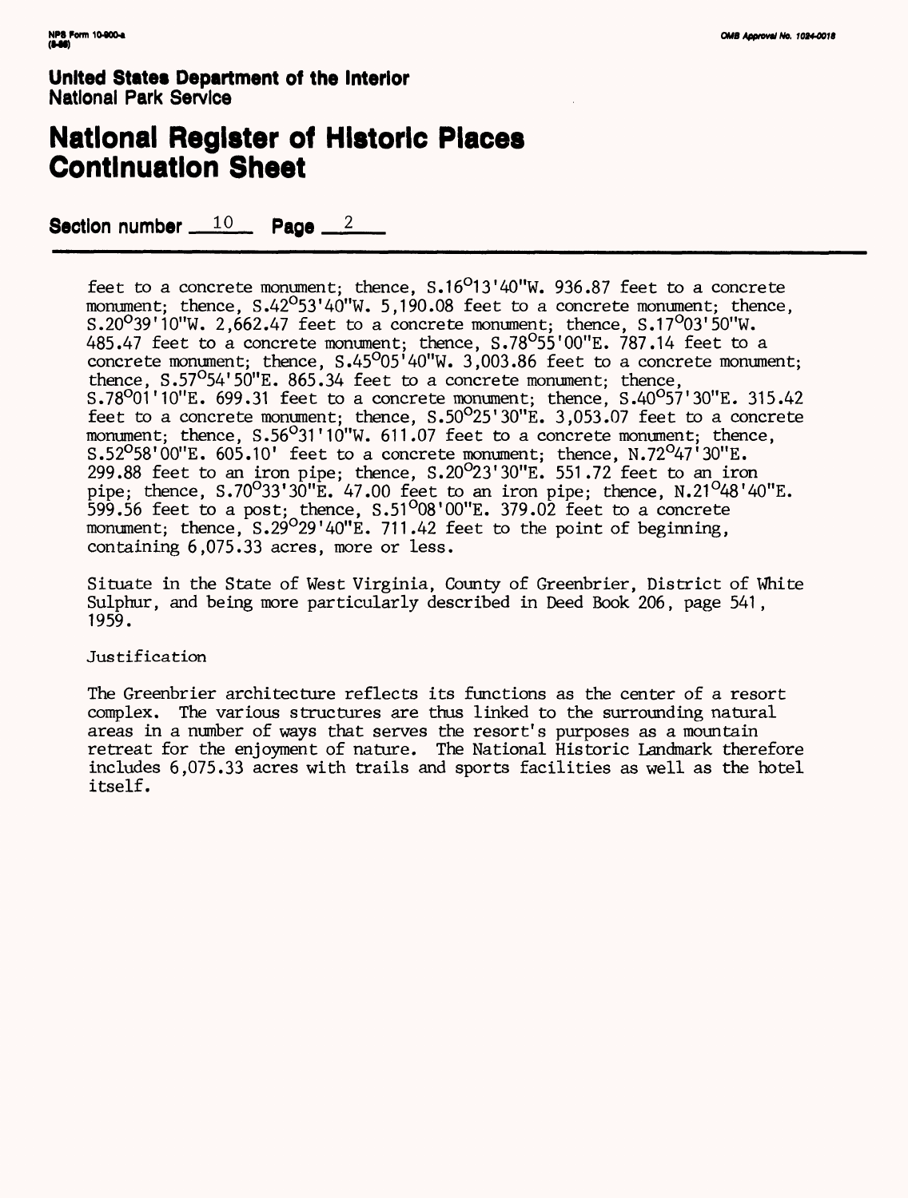feet to a concrete monument; thence, S.16°13'40"W. 936.87 feet to a concrete monument; thence, S.42°53'40"W. 5,190.08 feet to a concrete monument; thence, S.20°39'10"W. 2,662.47 feet to a concrete monument; thence, S.17°03'50"W. 485.47 feet to a concrete monument; thence, S.78°55'00"E. 787.14 feet to a concrete monument; thence, S.45°05'40"W. 3,003.86 feet to a concrete monument; thence, S.57°54'50"E. 865.34 feet to a concrete monument; thence, S.78°01'10"E. 699.31 feet to a concrete monument; thence, S.40°57'30"E. 315.42 feet to a concrete monument; thence, S.50°25'30"E. 3,053.07 feet to a concrete monument; thence, S.56°31'10"W. 611.07 feet to a concrete monument; thence, S.52°58'00"E. 605.10' feet to a concrete monument; thence, N.72°47'30"E. 299.88 feet to an iron pipe; thence, S.20°23'30"E. 551.72 feet to an iron pipe; thence, S.70°33'30"E. 47.00 feet to an iron pipe; thence, N.21°48'40"E. 599.56 feet to a post; thence, S.51°08'00"E. 379.02 feet to a concrete monument; thence, S.29°29'40"E. 711.42 feet to the point of beginning, containing 6,075.33 acres, more or less.

Situate in the State of West Virginia, County of Greenbrier, District of White Sulphur, and being more particularly described in Deed Book 206, page 541, 1959.

Justification

The Greenbrier architecture reflects its functions as the center of a resort complex. The various structures are thus linked to the surrounding natural areas in a number of ways that serves the resort's purposes as a mountain retreat for the enjoyment of nature. The National Historic Landmark therefore includes 6,075.33 acres with trails and sports facilities as well as the hotel itself.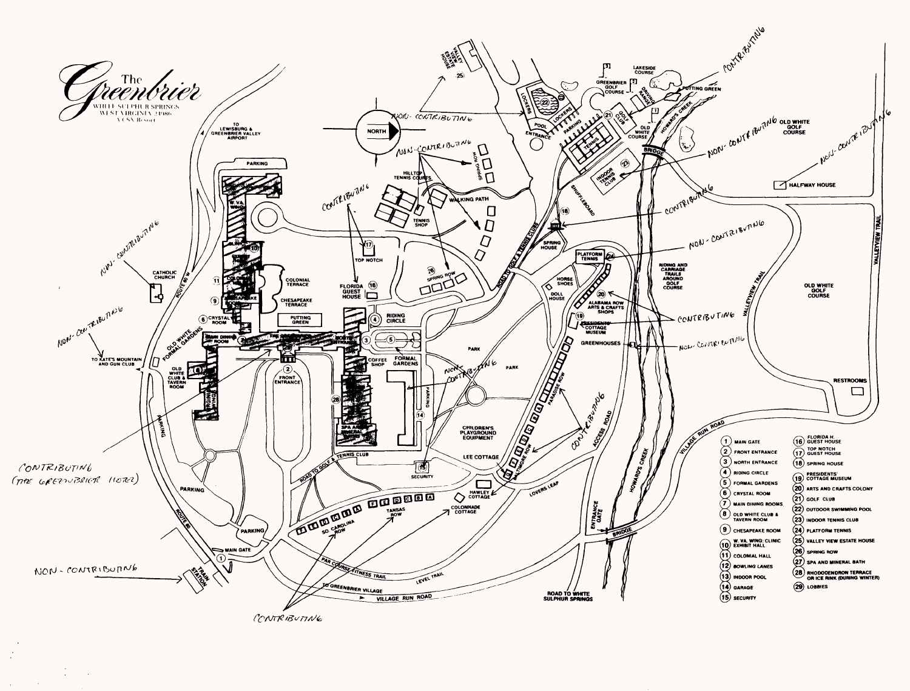# The Greenbrier

WHITE SULPHUR SPRINGS
WEST VIRGINIA 24986
A CSX Resort

1. MAIN GATE
2. FRONT ENTRANCE
3. NORTH ENTRANCE
4. RIDING CIRCLE
5. FORMAL GARDENS
6. CRYSTAL ROOM
7. MAIN DINING ROOMS
8. OLD WHITE CLUB & TAVERN ROOM
9. CHESAPEAKE ROOM
10. W. VA. WING: CLINIC EXHIBIT HALL
11. COLONIAL HALL
12. BOWLING LANES
13. INDOOR POOL
14. GARAGE
15. SECURITY
16. FLORIDA H. GUEST HOUSE
17. TOP NOTCH GUEST HOUSE
18. SPRING HOUSE
19. PRESIDENTS' COTTAGE MUSEUM
20. ARTS AND CRAFTS COLONY
21. GOLF CLUB
22. OUTDOOR SWIMMING POOL
23. INDOOR TENNIS CLUB
24. PLATFORM TENNIS
25. VALLEY VIEW ESTATE HOUSE
26. SPRING ROW
27. SPA AND MINERAL BATH
28. RHODODENDRON TERRACE OR ICE RINK (DURING WINTER)
29. LOBBIES

CONTRIBUTING (THE GREENBRIER HOTEL)

NON-CONTRIBUTING

CONTRIBUTING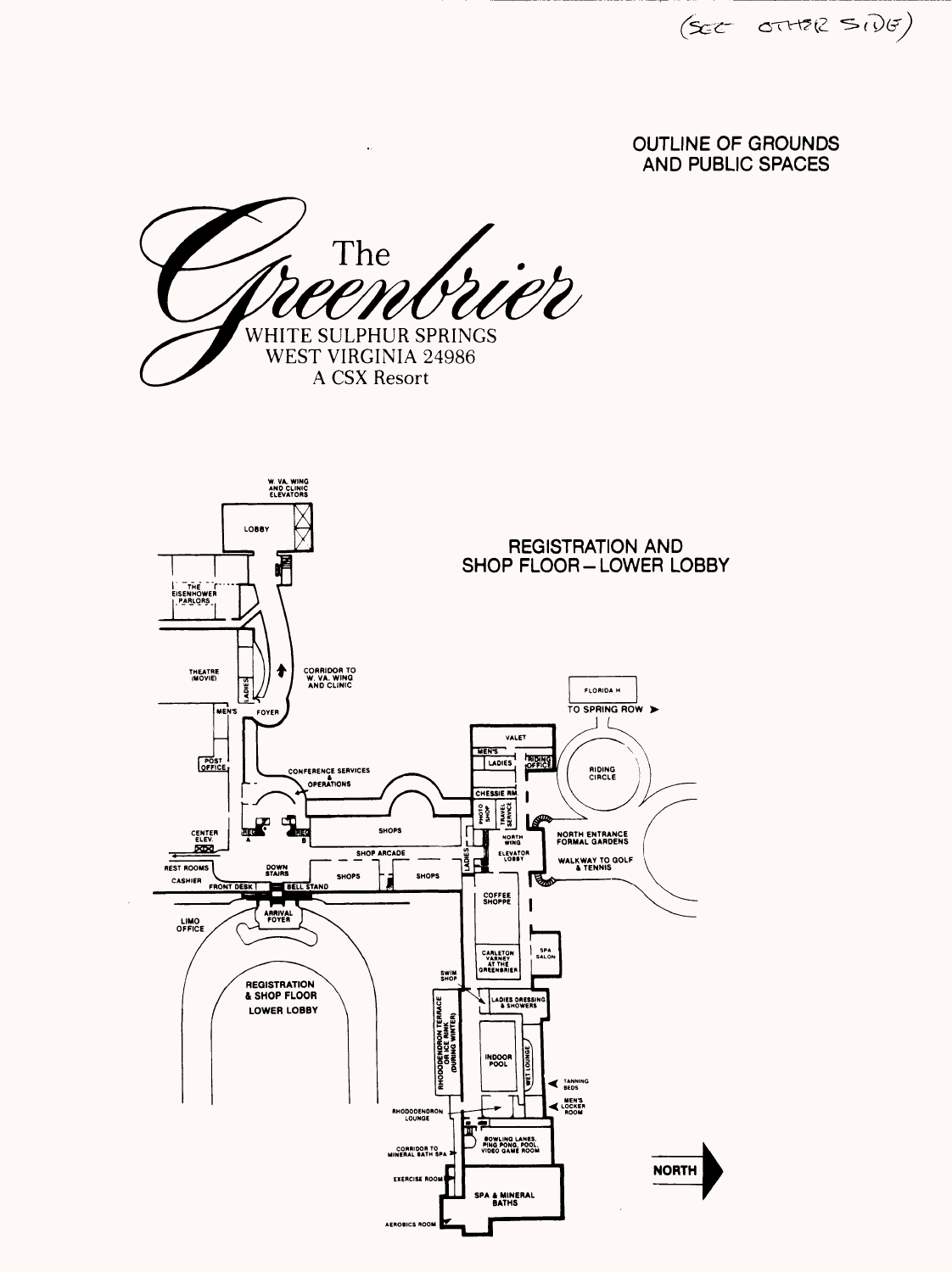(SEE OTHER SIDE)

**OUTLINE OF GROUNDS AND PUBLIC SPACES**

# The Greenbrier

WHITE SULPHUR SPRINGS
WEST VIRGINIA 24986
A CSX Resort

## REGISTRATION AND SHOP FLOOR – LOWER LOBBY

W. VA. WING AND CLINIC ELEVATORS

LOBBY

THE EISENHOWER PARLORS

THEATRE (MOVIE)

LADIES

MEN'S

FOYER

CORRIDOR TO W. VA. WING AND CLINIC

POST OFFICE

CONFERENCE SERVICES & OPERATIONS

CENTER ELEV.

REG A

REG B

SHOPS

SHOP ARCADE

REST ROOMS

DOWN STAIRS

SHOPS

SHOPS

CASHIER

FRONT DESK

BELL STAND

ARRIVAL FOYER

LIMO OFFICE

REGISTRATION & SHOP FLOOR LOWER LOBBY

FLORIDA H

TO SPRING ROW ➤

VALET

MEN'S

LADIES

RIDING OFFICE

RIDING CIRCLE

CHESSIE RM.

PHOTO SHOP

TRAVEL SERVICE

NORTH WING ELEVATOR LOBBY

LADIES

NORTH ENTRANCE FORMAL GARDENS

WALKWAY TO GOLF & TENNIS

COFFEE SHOPPE

CARLETON VARNEY AT THE GREENBRIER

SPA SALON

SWIM SHOP

LADIES DRESSING & SHOWERS

RHODODENDRON TERRACE OR ICE RINK (DURING WINTER)

INDOOR POOL

WET LOUNGE

TANNING BEDS

MEN'S LOCKER ROOM

RHODODENDRON LOUNGE

CORRIDOR TO MINERAL BATH SPA

BOWLING LANES, PING PONG, POOL, VIDEO GAME ROOM

EXERCISE ROOM

SPA & MINERAL BATHS

AEROBICS ROOM

NORTH ➤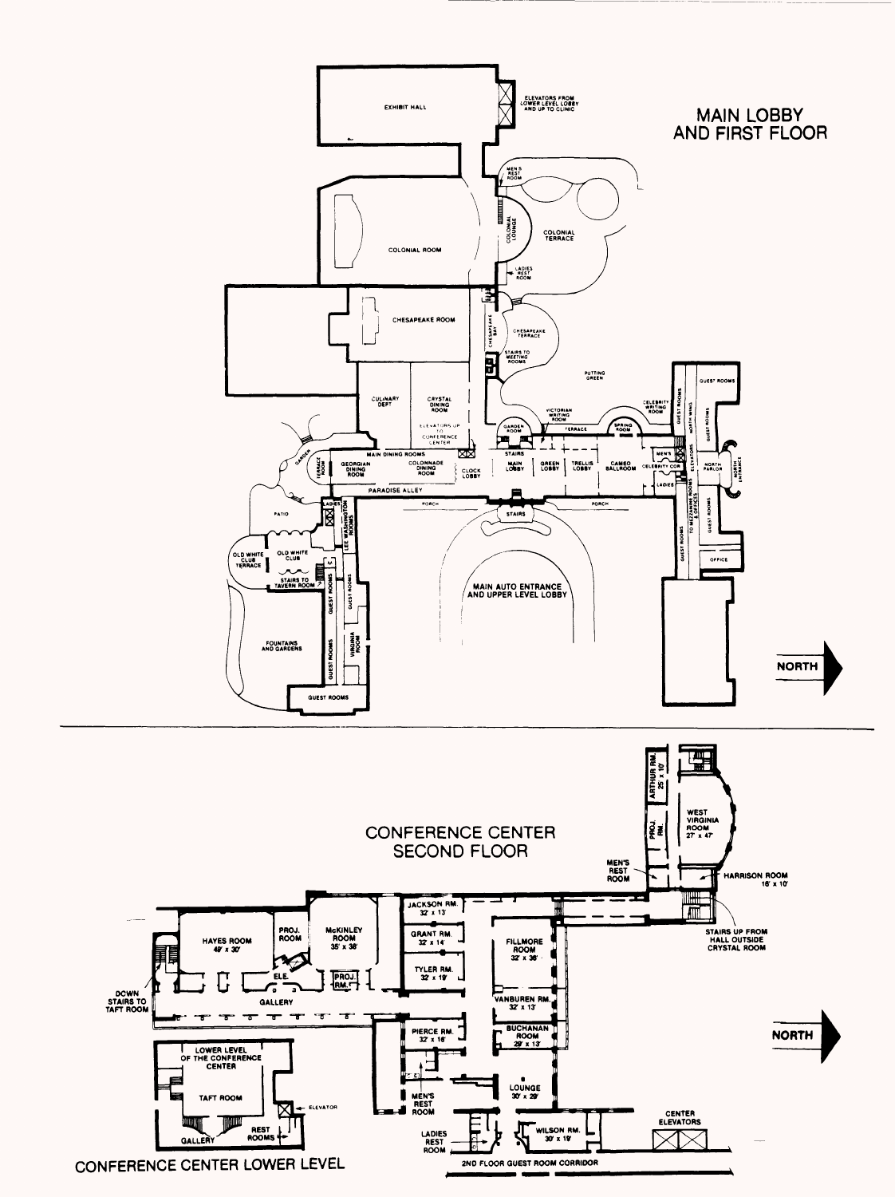## MAIN LOBBY AND FIRST FLOOR

EXHIBIT HALL

ELEVATORS FROM LOWER LEVEL LOBBY AND UP TO CLINIC

MEN'S REST ROOM

COLONIAL ROOM

COLONIAL LOUNGE

COLONIAL TERRACE

LADIES REST ROOM

CHESAPEAKE ROOM

CHESAPEAKE BAY

CHESAPEAKE TERRACE

STAIRS TO MEETING ROOMS

PUTTING GREEN

CULINARY DEPT

CRYSTAL DINING ROOM

ELEVATORS UP TO CONFERENCE CENTER

GARDEN ROOM

VICTORIAN WRITING ROOM

TERRACE

SPRING ROOM

CELEBRITY WRITING ROOM

GUEST ROOMS

NORTH WING

GARDEN

TERRACE ROOM

MAIN DINING ROOMS

GEORGIAN DINING ROOM

COLONNADE DINING ROOM

CLOCK LOBBY

STAIRS

MAIN LOBBY

GREEN LOBBY

TRELLIS LOBBY

CAMEO BALLROOM

MEN'S

CELEBRITY COR.

LADIES

ELEVATORS

NORTH PARLOR

NORTH ENTRANCE

PARADISE ALLEY

PATIO

LADIES

LEE WASHINGTON ROOMS

PORCH

STAIRS

PORCH

TO MEZZANINE ROOMS & OFFICES

OLD WHITE CLUB TERRACE

OLD WHITE CLUB

STAIRS TO TAVERN ROOM

GUEST ROOMS

OFFICE

MAIN AUTO ENTRANCE AND UPPER LEVEL LOBBY

FOUNTAINS AND GARDENS

VIRGINIA ROOM

NORTH

## CONFERENCE CENTER SECOND FLOOR

ARTHUR RM. 25' x 10'

PROJ. RM.

WEST VIRGINIA ROOM 27' x 47'

MEN'S REST ROOM

HARRISON ROOM 16' x 10'

STAIRS UP FROM HALL OUTSIDE CRYSTAL ROOM

JACKSON RM. 32' x 13'

HAYES ROOM 49' x 30'

PROJ. ROOM

McKINLEY ROOM 35' x 38'

GRANT RM. 32' x 14'

FILLMORE ROOM 32' x 36'

TYLER RM. 32' x 19'

ELE.

PROJ. RM.

DOWN STAIRS TO TAFT ROOM

GALLERY

VANBUREN RM. 32' x 13'

NORTH

PIERCE RM. 32' x 16'

BUCHANAN ROOM 29' x 13'

LOWER LEVEL OF THE CONFERENCE CENTER

TAFT ROOM

ELEVATOR

GALLERY

REST ROOMS

MEN'S REST ROOM

LOUNGE 30' x 29'

LADIES REST ROOM

WILSON RM. 30' x 19'

CENTER ELEVATORS

2ND FLOOR GUEST ROOM CORRIDOR

## CONFERENCE CENTER LOWER LEVEL